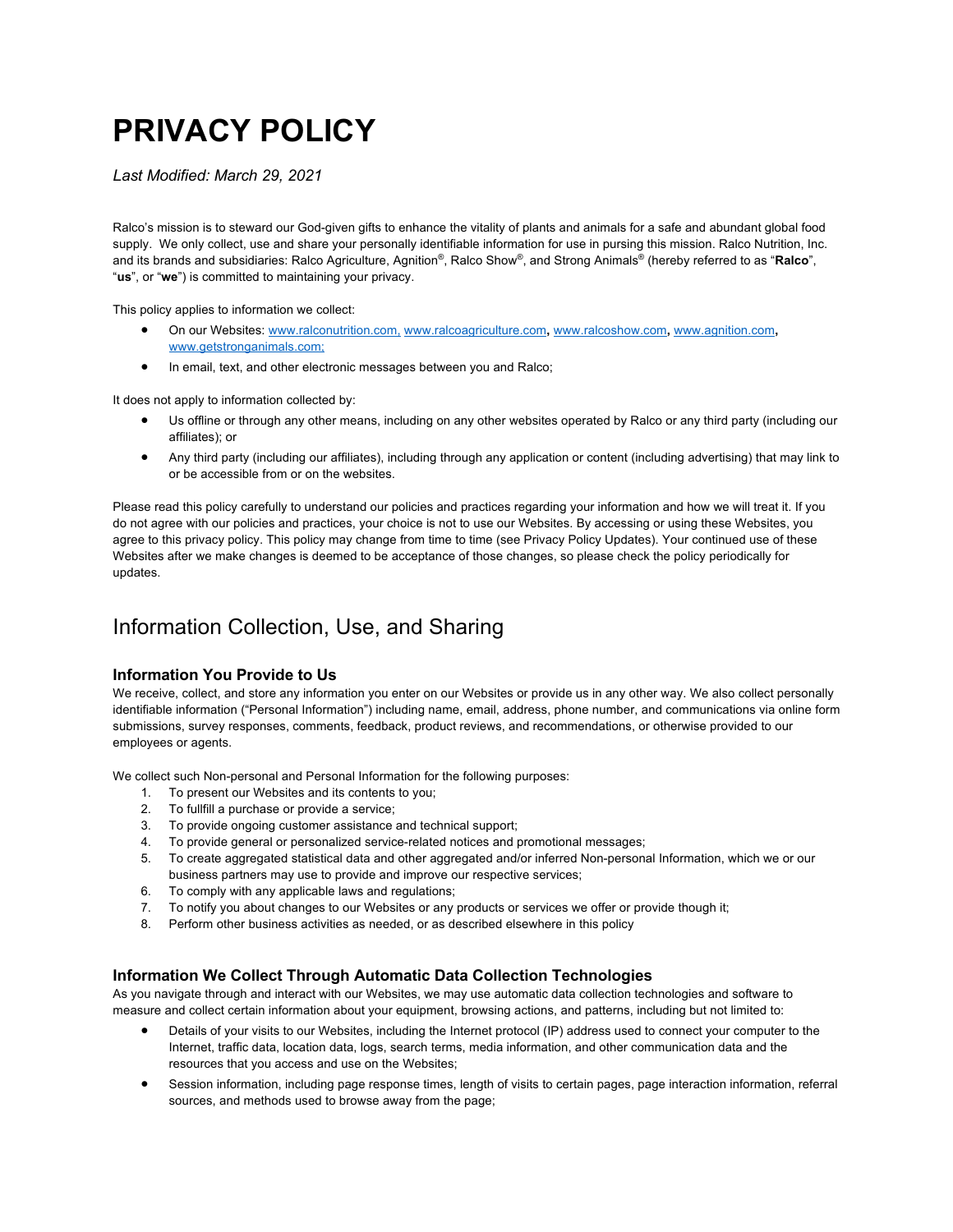# PRIVACY POLICY

*Last Modified: March 29, 2021*

Ralco's mission is to steward our God-given gifts to enhance the vitality of plants and animals for a safe and abundant global food supply. We only collect, use and share your personally identifiable information for use in pursing this mission. Ralco Nutrition, Inc. and its brands and subsidiaries: Ralco Agriculture, Agnition®, Ralco Show®, and Strong Animals® (hereby referred to as "**Ralco**", "**us**", or "**we**") is committed to maintaining your privacy.

This policy applies to information we collect:

- On our Websites: www.ralconutrition.com, www.ralcoagriculture.com, www.ralcoshow.com, www.agnition.com, www.getstronganimals.com;
- In email, text, and other electronic messages between you and Ralco;

It does not apply to information collected by:

- Us offline or through any other means, including on any other websites operated by Ralco or any third party (including our affiliates); or
- Any third party (including our affiliates), including through any application or content (including advertising) that may link to or be accessible from or on the websites.

Please read this policy carefully to understand our policies and practices regarding your information and how we will treat it. If you do not agree with our policies and practices, your choice is not to use our Websites. By accessing or using these Websites, you agree to this privacy policy. This policy may change from time to time (see Privacy Policy Updates). Your continued use of these Websites after we make changes is deemed to be acceptance of those changes, so please check the policy periodically for updates.

## Information Collection, Use, and Sharing

### Information You Provide to Us

We receive, collect, and store any information you enter on our Websites or provide us in any other way. We also collect personally identifiable information ("Personal Information") including name, email, address, phone number, and communications via online form submissions, survey responses, comments, feedback, product reviews, and recommendations, or otherwise provided to our employees or agents.

We collect such Non-personal and Personal Information for the following purposes:

1. To present our Websites and its contents to you;
2. To fullfill a purchase or provide a service;
3. To provide ongoing customer assistance and technical support;
4. To provide general or personalized service-related notices and promotional messages;
5. To create aggregated statistical data and other aggregated and/or inferred Non-personal Information, which we or our business partners may use to provide and improve our respective services;
6. To comply with any applicable laws and regulations;
7. To notify you about changes to our Websites or any products or services we offer or provide though it;
8. Perform other business activities as needed, or as described elsewhere in this policy

### Information We Collect Through Automatic Data Collection Technologies

As you navigate through and interact with our Websites, we may use automatic data collection technologies and software to measure and collect certain information about your equipment, browsing actions, and patterns, including but not limited to:

- Details of your visits to our Websites, including the Internet protocol (IP) address used to connect your computer to the Internet, traffic data, location data, logs, search terms, media information, and other communication data and the resources that you access and use on the Websites;
- Session information, including page response times, length of visits to certain pages, page interaction information, referral sources, and methods used to browse away from the page;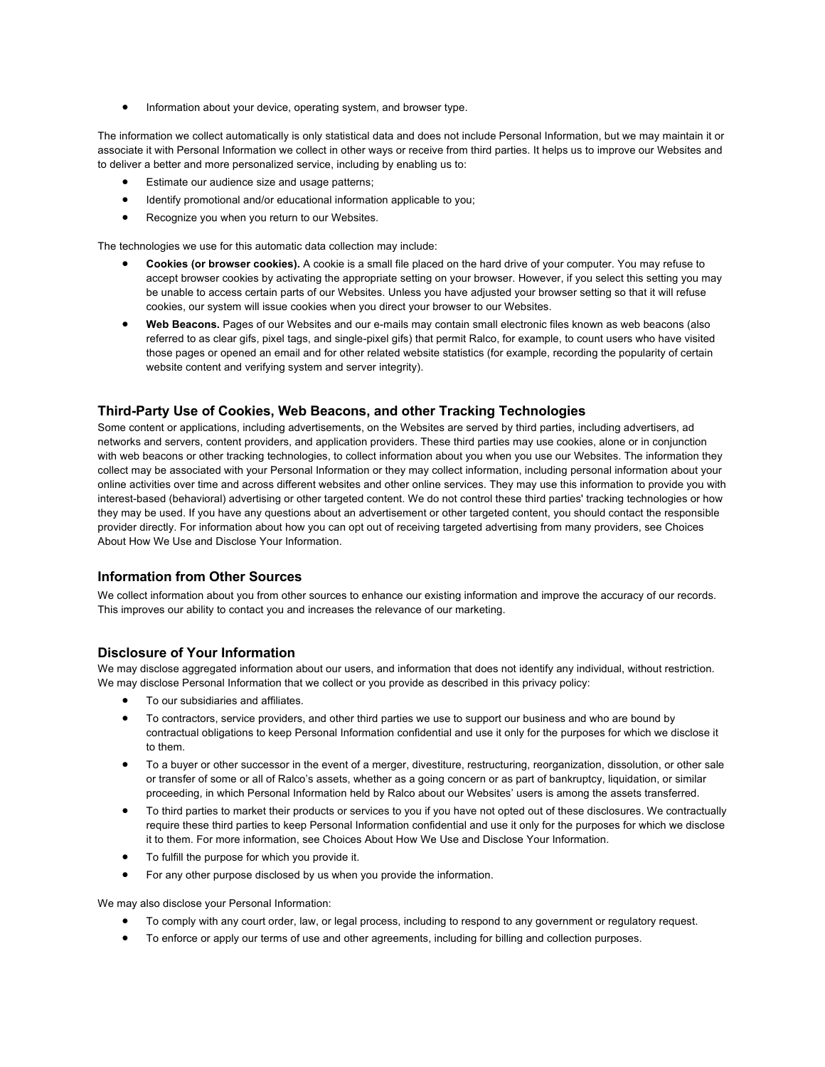- Information about your device, operating system, and browser type.

The information we collect automatically is only statistical data and does not include Personal Information, but we may maintain it or associate it with Personal Information we collect in other ways or receive from third parties. It helps us to improve our Websites and to deliver a better and more personalized service, including by enabling us to:

- Estimate our audience size and usage patterns;
- Identify promotional and/or educational information applicable to you;
- Recognize you when you return to our Websites.

The technologies we use for this automatic data collection may include:

- **Cookies (or browser cookies).** A cookie is a small file placed on the hard drive of your computer. You may refuse to accept browser cookies by activating the appropriate setting on your browser. However, if you select this setting you may be unable to access certain parts of our Websites. Unless you have adjusted your browser setting so that it will refuse cookies, our system will issue cookies when you direct your browser to our Websites.
- **Web Beacons.** Pages of our Websites and our e-mails may contain small electronic files known as web beacons (also referred to as clear gifs, pixel tags, and single-pixel gifs) that permit Ralco, for example, to count users who have visited those pages or opened an email and for other related website statistics (for example, recording the popularity of certain website content and verifying system and server integrity).

### Third-Party Use of Cookies, Web Beacons, and other Tracking Technologies

Some content or applications, including advertisements, on the Websites are served by third parties, including advertisers, ad networks and servers, content providers, and application providers. These third parties may use cookies, alone or in conjunction with web beacons or other tracking technologies, to collect information about you when you use our Websites. The information they collect may be associated with your Personal Information or they may collect information, including personal information about your online activities over time and across different websites and other online services. They may use this information to provide you with interest-based (behavioral) advertising or other targeted content. We do not control these third parties' tracking technologies or how they may be used. If you have any questions about an advertisement or other targeted content, you should contact the responsible provider directly. For information about how you can opt out of receiving targeted advertising from many providers, see Choices About How We Use and Disclose Your Information.

### Information from Other Sources

We collect information about you from other sources to enhance our existing information and improve the accuracy of our records. This improves our ability to contact you and increases the relevance of our marketing.

### Disclosure of Your Information

We may disclose aggregated information about our users, and information that does not identify any individual, without restriction. We may disclose Personal Information that we collect or you provide as described in this privacy policy:

- To our subsidiaries and affiliates.
- To contractors, service providers, and other third parties we use to support our business and who are bound by contractual obligations to keep Personal Information confidential and use it only for the purposes for which we disclose it to them.
- To a buyer or other successor in the event of a merger, divestiture, restructuring, reorganization, dissolution, or other sale or transfer of some or all of Ralco's assets, whether as a going concern or as part of bankruptcy, liquidation, or similar proceeding, in which Personal Information held by Ralco about our Websites' users is among the assets transferred.
- To third parties to market their products or services to you if you have not opted out of these disclosures. We contractually require these third parties to keep Personal Information confidential and use it only for the purposes for which we disclose it to them. For more information, see Choices About How We Use and Disclose Your Information.
- To fulfill the purpose for which you provide it.
- For any other purpose disclosed by us when you provide the information.

We may also disclose your Personal Information:

- To comply with any court order, law, or legal process, including to respond to any government or regulatory request.
- To enforce or apply our terms of use and other agreements, including for billing and collection purposes.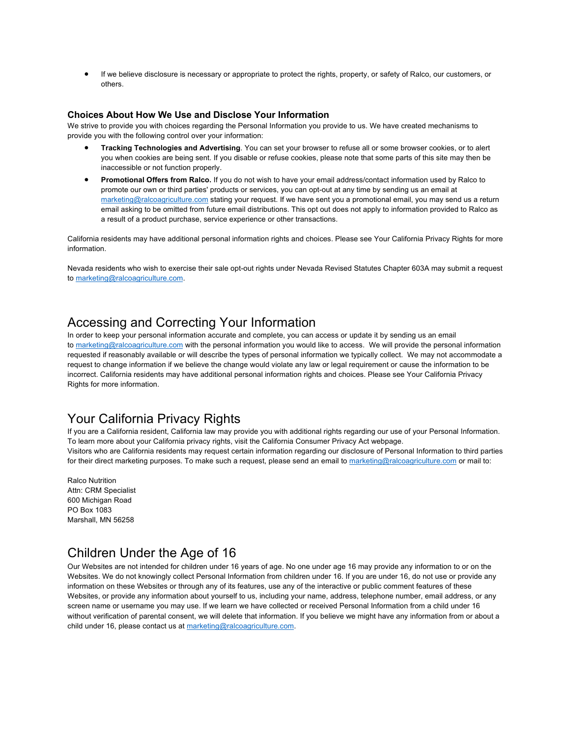- If we believe disclosure is necessary or appropriate to protect the rights, property, or safety of Ralco, our customers, or others.

### Choices About How We Use and Disclose Your Information

We strive to provide you with choices regarding the Personal Information you provide to us. We have created mechanisms to provide you with the following control over your information:

- **Tracking Technologies and Advertising**. You can set your browser to refuse all or some browser cookies, or to alert you when cookies are being sent. If you disable or refuse cookies, please note that some parts of this site may then be inaccessible or not function properly.
- **Promotional Offers from Ralco.** If you do not wish to have your email address/contact information used by Ralco to promote our own or third parties' products or services, you can opt-out at any time by sending us an email at marketing@ralcoagriculture.com stating your request. If we have sent you a promotional email, you may send us a return email asking to be omitted from future email distributions. This opt out does not apply to information provided to Ralco as a result of a product purchase, service experience or other transactions.

California residents may have additional personal information rights and choices. Please see Your California Privacy Rights for more information.

Nevada residents who wish to exercise their sale opt-out rights under Nevada Revised Statutes Chapter 603A may submit a request to marketing@ralcoagriculture.com.

## Accessing and Correcting Your Information

In order to keep your personal information accurate and complete, you can access or update it by sending us an email to marketing@ralcoagriculture.com with the personal information you would like to access. We will provide the personal information requested if reasonably available or will describe the types of personal information we typically collect. We may not accommodate a request to change information if we believe the change would violate any law or legal requirement or cause the information to be incorrect. California residents may have additional personal information rights and choices. Please see Your California Privacy Rights for more information.

## Your California Privacy Rights

If you are a California resident, California law may provide you with additional rights regarding our use of your Personal Information. To learn more about your California privacy rights, visit the California Consumer Privacy Act webpage.
Visitors who are California residents may request certain information regarding our disclosure of Personal Information to third parties for their direct marketing purposes. To make such a request, please send an email to marketing@ralcoagriculture.com or mail to:

Ralco Nutrition
Attn: CRM Specialist
600 Michigan Road
PO Box 1083
Marshall, MN 56258

## Children Under the Age of 16

Our Websites are not intended for children under 16 years of age. No one under age 16 may provide any information to or on the Websites. We do not knowingly collect Personal Information from children under 16. If you are under 16, do not use or provide any information on these Websites or through any of its features, use any of the interactive or public comment features of these Websites, or provide any information about yourself to us, including your name, address, telephone number, email address, or any screen name or username you may use. If we learn we have collected or received Personal Information from a child under 16 without verification of parental consent, we will delete that information. If you believe we might have any information from or about a child under 16, please contact us at marketing@ralcoagriculture.com.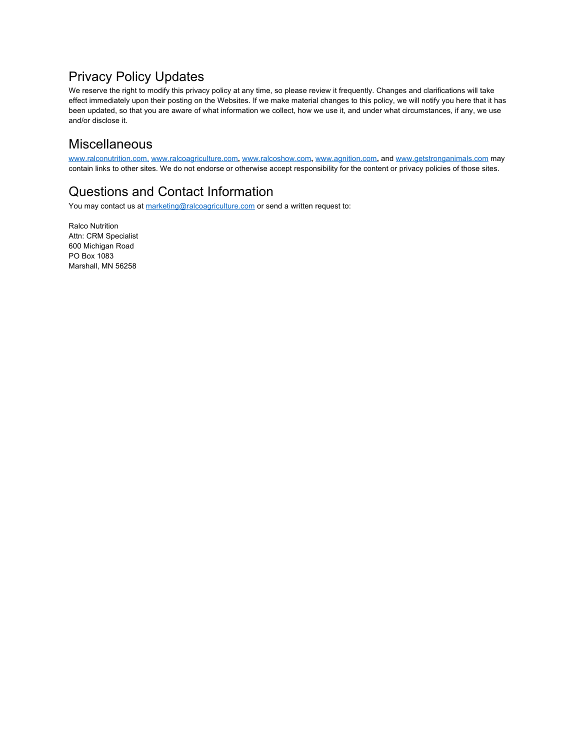## Privacy Policy Updates

We reserve the right to modify this privacy policy at any time, so please review it frequently. Changes and clarifications will take effect immediately upon their posting on the Websites. If we make material changes to this policy, we will notify you here that it has been updated, so that you are aware of what information we collect, how we use it, and under what circumstances, if any, we use and/or disclose it.

## Miscellaneous

www.ralconutrition.com, www.ralcoagriculture.com, www.ralcoshow.com, www.agnition.com, and www.getstronganimals.com may contain links to other sites. We do not endorse or otherwise accept responsibility for the content or privacy policies of those sites.

## Questions and Contact Information

You may contact us at marketing@ralcoagriculture.com or send a written request to:

Ralco Nutrition
Attn: CRM Specialist
600 Michigan Road
PO Box 1083
Marshall, MN 56258